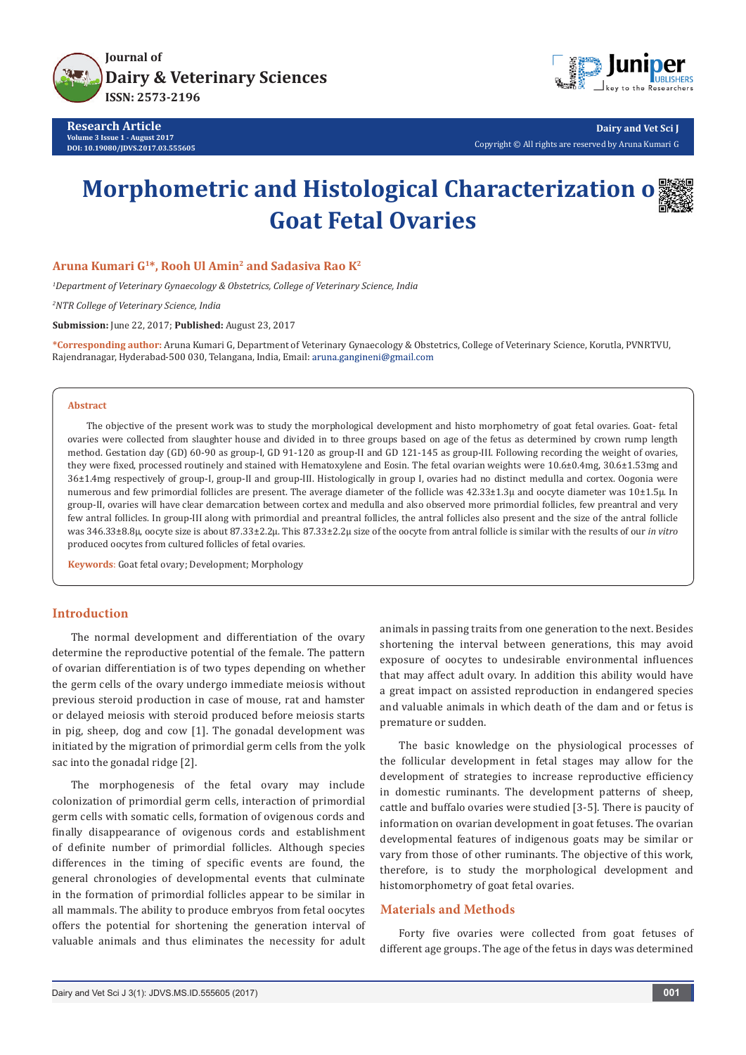Journal of
Dairy & Veterinary Sciences
ISSN: 2573-2196

**Research Article**
Volume 3 Issue 1 - August 2017
DOI: 10.19080/JDVS.2017.03.555605

Dairy and Vet Sci J
Copyright © All rights are reserved by Aruna Kumari G

# Morphometric and Histological Characterization of Goat Fetal Ovaries

**Aruna Kumari G[1]\*, Rooh Ul Amin[2] and Sadasiva Rao K[2]**

*[1]Department of Veterinary Gynaecology & Obstetrics, College of Veterinary Science, India*

*[2]NTR College of Veterinary Science, India*

**Submission:** June 22, 2017; **Published:** August 23, 2017

**\*Corresponding author:** Aruna Kumari G, Department of Veterinary Gynaecology & Obstetrics, College of Veterinary Science, Korutla, PVNRTVU, Rajendranagar, Hyderabad-500 030, Telangana, India, Email: aruna.gangineni@gmail.com

## Abstract

The objective of the present work was to study the morphological development and histo morphometry of goat fetal ovaries. Goat- fetal ovaries were collected from slaughter house and divided in to three groups based on age of the fetus as determined by crown rump length method. Gestation day (GD) 60-90 as group-I, GD 91-120 as group-II and GD 121-145 as group-III. Following recording the weight of ovaries, they were fixed, processed routinely and stained with Hematoxylene and Eosin. The fetal ovarian weights were 10.6±0.4mg, 30.6±1.53mg and 36±1.4mg respectively of group-I, group-II and group-III. Histologically in group I, ovaries had no distinct medulla and cortex. Oogonia were numerous and few primordial follicles are present. The average diameter of the follicle was 42.33±1.3μ and oocyte diameter was 10±1.5μ. In group-II, ovaries will have clear demarcation between cortex and medulla and also observed more primordial follicles, few preantral and very few antral follicles. In group-III along with primordial and preantral follicles, the antral follicles also present and the size of the antral follicle was 346.33±8.8μ, oocyte size is about 87.33±2.2μ. This 87.33±2.2μ size of the oocyte from antral follicle is similar with the results of our *in vitro* produced oocytes from cultured follicles of fetal ovaries.

**Keywords**: Goat fetal ovary; Development; Morphology

## Introduction

The normal development and differentiation of the ovary determine the reproductive potential of the female. The pattern of ovarian differentiation is of two types depending on whether the germ cells of the ovary undergo immediate meiosis without previous steroid production in case of mouse, rat and hamster or delayed meiosis with steroid produced before meiosis starts in pig, sheep, dog and cow [1]. The gonadal development was initiated by the migration of primordial germ cells from the yolk sac into the gonadal ridge [2].

The morphogenesis of the fetal ovary may include colonization of primordial germ cells, interaction of primordial germ cells with somatic cells, formation of ovigenous cords and finally disappearance of ovigenous cords and establishment of definite number of primordial follicles. Although species differences in the timing of specific events are found, the general chronologies of developmental events that culminate in the formation of primordial follicles appear to be similar in all mammals. The ability to produce embryos from fetal oocytes offers the potential for shortening the generation interval of valuable animals and thus eliminates the necessity for adult animals in passing traits from one generation to the next. Besides shortening the interval between generations, this may avoid exposure of oocytes to undesirable environmental influences that may affect adult ovary. In addition this ability would have a great impact on assisted reproduction in endangered species and valuable animals in which death of the dam and or fetus is premature or sudden.

The basic knowledge on the physiological processes of the follicular development in fetal stages may allow for the development of strategies to increase reproductive efficiency in domestic ruminants. The development patterns of sheep, cattle and buffalo ovaries were studied [3-5]. There is paucity of information on ovarian development in goat fetuses. The ovarian developmental features of indigenous goats may be similar or vary from those of other ruminants. The objective of this work, therefore, is to study the morphological development and histomorphometry of goat fetal ovaries.

## Materials and Methods

Forty five ovaries were collected from goat fetuses of different age groups. The age of the fetus in days was determined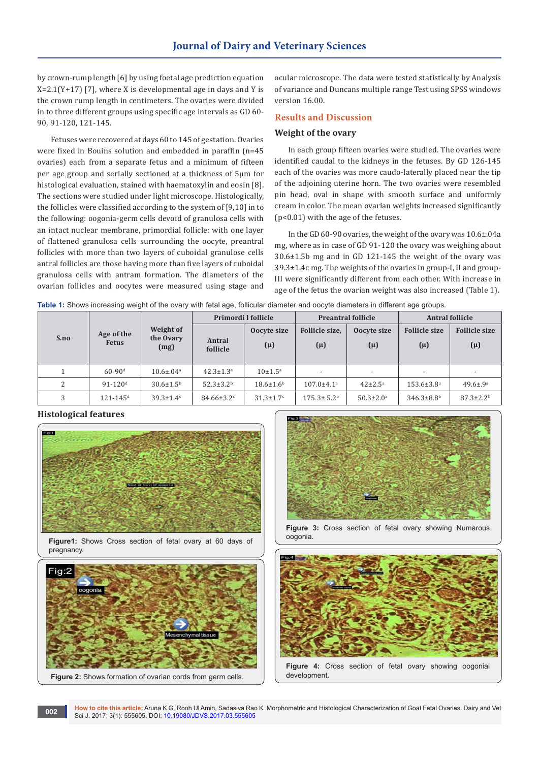by crown-rump length [6] by using foetal age prediction equation X=2.1(Y+17) [7], where X is developmental age in days and Y is the crown rump length in centimeters. The ovaries were divided in to three different groups using specific age intervals as GD 60-90, 91-120, 121-145.

Fetuses were recovered at days 60 to 145 of gestation. Ovaries were fixed in Bouins solution and embedded in paraffin (n=45 ovaries) each from a separate fetus and a minimum of fifteen per age group and serially sectioned at a thickness of 5μm for histological evaluation, stained with haematoxylin and eosin [8]. The sections were studied under light microscope. Histologically, the follicles were classified according to the system of [9,10] in to the following: oogonia-germ cells devoid of granulosa cells with an intact nuclear membrane, primordial follicle: with one layer of flattened granulosa cells surrounding the oocyte, preantral follicles with more than two layers of cuboidal granulose cells antral follicles are those having more than five layers of cuboidal granulosa cells with antram formation. The diameters of the ovarian follicles and oocytes were measured using stage and ocular microscope. The data were tested statistically by Analysis of variance and Duncans multiple range Test using SPSS windows version 16.00.

## Results and Discussion

### Weight of the ovary

In each group fifteen ovaries were studied. The ovaries were identified caudal to the kidneys in the fetuses. By GD 126-145 each of the ovaries was more caudo-laterally placed near the tip of the adjoining uterine horn. The two ovaries were resembled pin head, oval in shape with smooth surface and uniformly cream in color. The mean ovarian weights increased significantly (p<0.01) with the age of the fetuses.

In the GD 60-90 ovaries, the weight of the ovary was 10.6±.04a mg, where as in case of GD 91-120 the ovary was weighing about 30.6±1.5b mg and in GD 121-145 the weight of the ovary was 39.3±1.4c mg. The weights of the ovaries in group-I, II and group-III were significantly different from each other. With increase in age of the fetus the ovarian weight was also increased (Table 1).

**Table 1:** Shows increasing weight of the ovary with fetal age, follicular diameter and oocyte diameters in different age groups.

| S.no | Age of the Fetus | Weight of the Ovary (mg) | Primordi l follicle | | Preantral follicle | | Antral follicle | |
|---|---|---|---|---|---|---|---|---|
| | | | Antral follicle | Oocyte size (μ) | Follicle size, (μ) | Oocyte size (μ) | Follicle size (μ) | Follicle size (μ) |
| 1 | 60-90[d] | 10.6±.04[a] | 42.3±1.3[a] | 10±1.5[a] | - | - | - | - |
| 2 | 91-120[d] | 30.6±1.5[b] | 52.3±3.2[b] | 18.6±1.6[b] | 107.0±4.1[a] | 42±2.5[a] | 153.6±3.8[a] | 49.6±.9[a] |
| 3 | 121-145[d] | 39.3±1.4[c] | 84.66±3.2[c] | 31.3±1.7[c] | 175.3± 5.2[b] | 50.3±2.0[a] | 346.3±8.8[b] | 87.3±2.2[b] |

### Histological features

**Figure1:** Shows Cross section of fetal ovary at 60 days of pregnancy.

**Figure 2:** Shows formation of ovarian cords from germ cells.

**Figure 3:** Cross section of fetal ovary showing Numarous oogonia.

**Figure 4:** Cross section of fetal ovary showing oogonial development.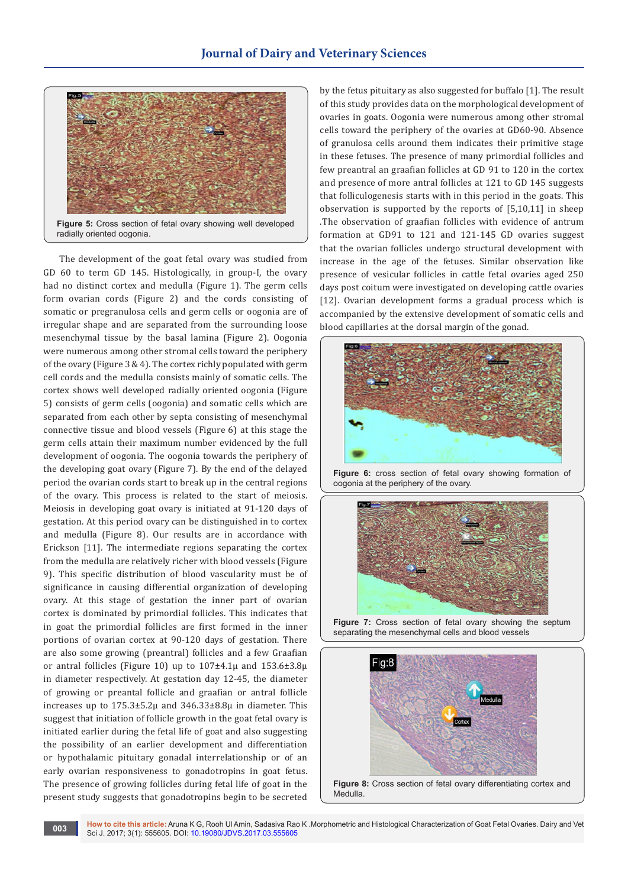Figure 5: Cross section of fetal ovary showing well developed radially oriented oogonia.

The development of the goat fetal ovary was studied from GD 60 to term GD 145. Histologically, in group-I, the ovary had no distinct cortex and medulla (Figure 1). The germ cells form ovarian cords (Figure 2) and the cords consisting of somatic or pregranulosa cells and germ cells or oogonia are of irregular shape and are separated from the surrounding loose mesenchymal tissue by the basal lamina (Figure 2). Oogonia were numerous among other stromal cells toward the periphery of the ovary (Figure 3 & 4). The cortex richly populated with germ cell cords and the medulla consists mainly of somatic cells. The cortex shows well developed radially oriented oogonia (Figure 5) consists of germ cells (oogonia) and somatic cells which are separated from each other by septa consisting of mesenchymal connective tissue and blood vessels (Figure 6) at this stage the germ cells attain their maximum number evidenced by the full development of oogonia. The oogonia towards the periphery of the developing goat ovary (Figure 7). By the end of the delayed period the ovarian cords start to break up in the central regions of the ovary. This process is related to the start of meiosis. Meiosis in developing goat ovary is initiated at 91-120 days of gestation. At this period ovary can be distinguished in to cortex and medulla (Figure 8). Our results are in accordance with Erickson [11]. The intermediate regions separating the cortex from the medulla are relatively richer with blood vessels (Figure 9). This specific distribution of blood vascularity must be of significance in causing differential organization of developing ovary. At this stage of gestation the inner part of ovarian cortex is dominated by primordial follicles. This indicates that in goat the primordial follicles are first formed in the inner portions of ovarian cortex at 90-120 days of gestation. There are also some growing (preantral) follicles and a few Graafian or antral follicles (Figure 10) up to 107±4.1µ and 153.6±3.8µ in diameter respectively. At gestation day 12-45, the diameter of growing or preantal follicle and graafian or antral follicle increases up to 175.3±5.2µ and 346.33±8.8µ in diameter. This suggest that initiation of follicle growth in the goat fetal ovary is initiated earlier during the fetal life of goat and also suggesting the possibility of an earlier development and differentiation or hypothalamic pituitary gonadal interrelationship or of an early ovarian responsiveness to gonadotropins in goat fetus. The presence of growing follicles during fetal life of goat in the present study suggests that gonadotropins begin to be secreted by the fetus pituitary as also suggested for buffalo [1]. The result of this study provides data on the morphological development of ovaries in goats. Oogonia were numerous among other stromal cells toward the periphery of the ovaries at GD60-90. Absence of granulosa cells around them indicates their primitive stage in these fetuses. The presence of many primordial follicles and few preantral an graafian follicles at GD 91 to 120 in the cortex and presence of more antral follicles at 121 to GD 145 suggests that folliculogenesis starts with in this period in the goats. This observation is supported by the reports of [5,10,11] in sheep .The observation of graafian follicles with evidence of antrum formation at GD91 to 121 and 121-145 GD ovaries suggest that the ovarian follicles undergo structural development with increase in the age of the fetuses. Similar observation like presence of vesicular follicles in cattle fetal ovaries aged 250 days post coitum were investigated on developing cattle ovaries [12]. Ovarian development forms a gradual process which is accompanied by the extensive development of somatic cells and blood capillaries at the dorsal margin of the gonad.

Figure 6: cross section of fetal ovary showing formation of oogonia at the periphery of the ovary.

Figure 7: Cross section of fetal ovary showing the septum separating the mesenchymal cells and blood vessels

Figure 8: Cross section of fetal ovary differentiating cortex and Medulla.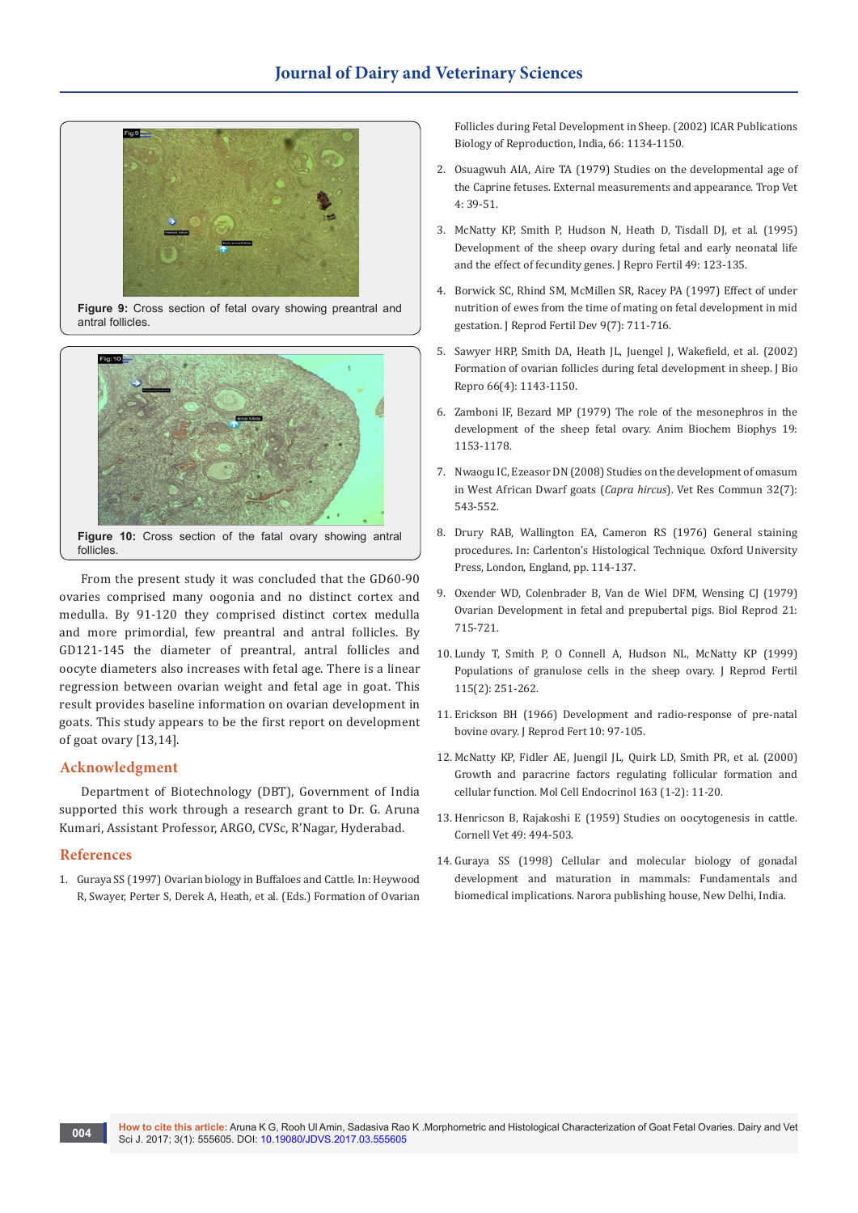**Figure 9:** Cross section of fetal ovary showing preantral and antral follicles.

**Figure 10:** Cross section of the fatal ovary showing antral follicles.

From the present study it was concluded that the GD60-90 ovaries comprised many oogonia and no distinct cortex and medulla. By 91-120 they comprised distinct cortex medulla and more primordial, few preantral and antral follicles. By GD121-145 the diameter of preantral, antral follicles and oocyte diameters also increases with fetal age. There is a linear regression between ovarian weight and fetal age in goat. This result provides baseline information on ovarian development in goats. This study appears to be the first report on development of goat ovary [13,14].

## Acknowledgment

Department of Biotechnology (DBT), Government of India supported this work through a research grant to Dr. G. Aruna Kumari, Assistant Professor, ARGO, CVSc, R'Nagar, Hyderabad.

## References

1. Guraya SS (1997) Ovarian biology in Buffaloes and Cattle. In: Heywood R, Swayer, Perter S, Derek A, Heath, et al. (Eds.) Formation of Ovarian Follicles during Fetal Development in Sheep. (2002) ICAR Publications Biology of Reproduction, India, 66: 1134-1150.
2. Osuagwuh AIA, Aire TA (1979) Studies on the developmental age of the Caprine fetuses. External measurements and appearance. Trop Vet 4: 39-51.
3. McNatty KP, Smith P, Hudson N, Heath D, Tisdall DJ, et al. (1995) Development of the sheep ovary during fetal and early neonatal life and the effect of fecundity genes. J Repro Fertil 49: 123-135.
4. Borwick SC, Rhind SM, McMillen SR, Racey PA (1997) Effect of under nutrition of ewes from the time of mating on fetal development in mid gestation. J Reprod Fertil Dev 9(7): 711-716.
5. Sawyer HRP, Smith DA, Heath JL, Juengel J, Wakefield, et al. (2002) Formation of ovarian follicles during fetal development in sheep. J Bio Repro 66(4): 1143-1150.
6. Zamboni lF, Bezard MP (1979) The role of the mesonephros in the development of the sheep fetal ovary. Anim Biochem Biophys 19: 1153-1178.
7. Nwaogu IC, Ezeasor DN (2008) Studies on the development of omasum in West African Dwarf goats (*Capra hircus*). Vet Res Commun 32(7): 543-552.
8. Drury RAB, Wallington EA, Cameron RS (1976) General staining procedures. In: Carlenton's Histological Technique. Oxford University Press, London, England, pp. 114-137.
9. Oxender WD, Colenbrader B, Van de Wiel DFM, Wensing CJ (1979) Ovarian Development in fetal and prepubertal pigs. Biol Reprod 21: 715-721.
10. Lundy T, Smith P, O Connell A, Hudson NL, McNatty KP (1999) Populations of granulose cells in the sheep ovary. J Reprod Fertil 115(2): 251-262.
11. Erickson BH (1966) Development and radio-response of pre-natal bovine ovary. J Reprod Fert 10: 97-105.
12. McNatty KP, Fidler AE, Juengil JL, Quirk LD, Smith PR, et al. (2000) Growth and paracrine factors regulating follicular formation and cellular function. Mol Cell Endocrinol 163 (1-2): 11-20.
13. Henricson B, Rajakoshi E (1959) Studies on oocytogenesis in cattle. Cornell Vet 49: 494-503.
14. Guraya SS (1998) Cellular and molecular biology of gonadal development and maturation in mammals: Fundamentals and biomedical implications. Narora publishing house, New Delhi, India.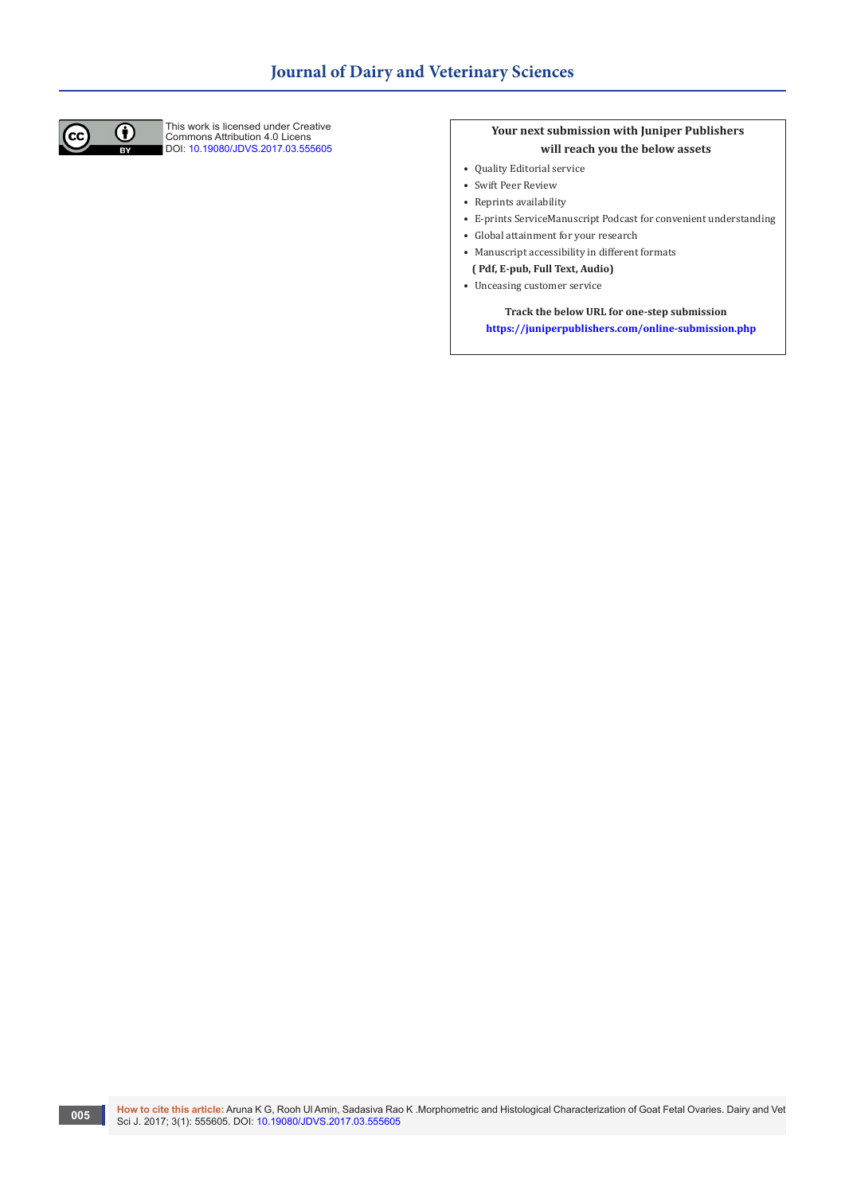This work is licensed under Creative Commons Attribution 4.0 Licens
DOI: 10.19080/JDVS.2017.03.555605

**Your next submission with Juniper Publishers will reach you the below assets**

- Quality Editorial service
- Swift Peer Review
- Reprints availability
- E-prints ServiceManuscript Podcast for convenient understanding
- Global attainment for your research
- Manuscript accessibility in different formats

**( Pdf, E-pub, Full Text, Audio)**

- Unceasing customer service

**Track the below URL for one-step submission**
**https://juniperpublishers.com/online-submission.php**